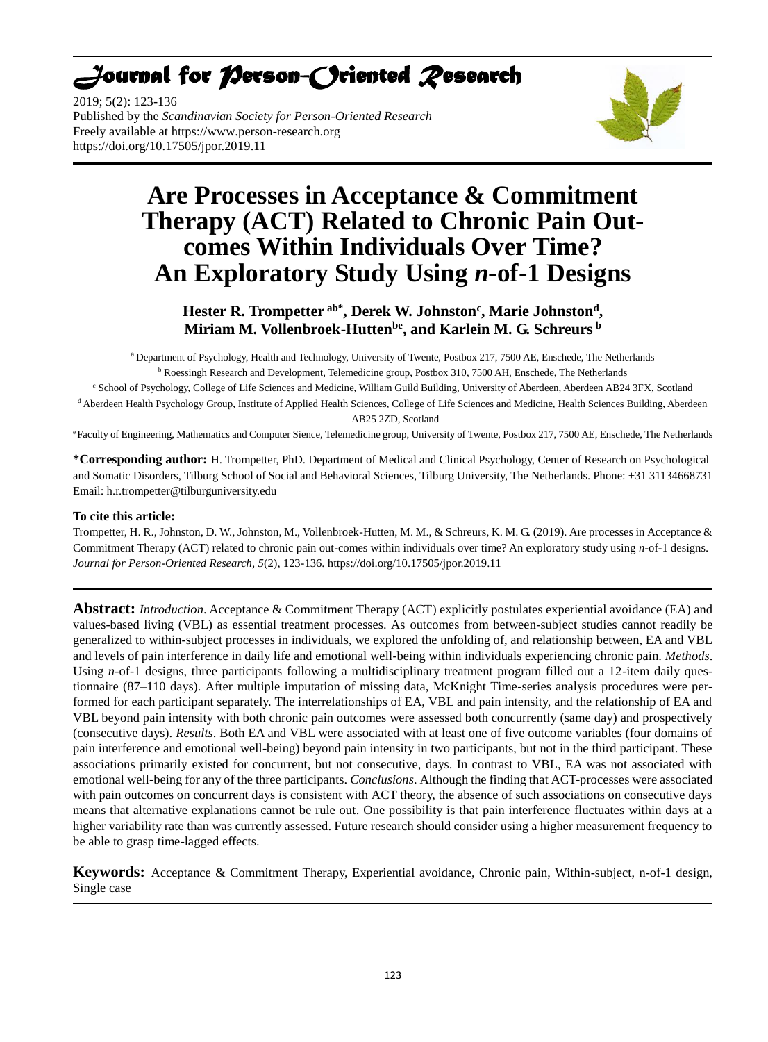# Journal for Person-Oriented Research

2019; 5(2): 123-136
Published by the *Scandinavian Society for Person-Oriented Research*
Freely available at https://www.person-research.org
https://doi.org/10.17505/jpor.2019.11

# Are Processes in Acceptance & Commitment Therapy (ACT) Related to Chronic Pain Outcomes Within Individuals Over Time? An Exploratory Study Using *n*-of-1 Designs

**Hester R. Trompetter [ab*], Derek W. Johnston[c], Marie Johnston[d], Miriam M. Vollenbroek-Hutten[be], and Karlein M. G. Schreurs [b]**

[a] Department of Psychology, Health and Technology, University of Twente, Postbox 217, 7500 AE, Enschede, The Netherlands

[b] Roessingh Research and Development, Telemedicine group, Postbox 310, 7500 AH, Enschede, The Netherlands

[c] School of Psychology, College of Life Sciences and Medicine, William Guild Building, University of Aberdeen, Aberdeen AB24 3FX, Scotland

[d] Aberdeen Health Psychology Group, Institute of Applied Health Sciences, College of Life Sciences and Medicine, Health Sciences Building, Aberdeen AB25 2ZD, Scotland

[e] Faculty of Engineering, Mathematics and Computer Sience, Telemedicine group, University of Twente, Postbox 217, 7500 AE, Enschede, The Netherlands

**\*Corresponding author:** H. Trompetter, PhD. Department of Medical and Clinical Psychology, Center of Research on Psychological and Somatic Disorders, Tilburg School of Social and Behavioral Sciences, Tilburg University, The Netherlands. Phone: +31 31134668731 Email: h.r.trompetter@tilburguniversity.edu

**To cite this article:**

Trompetter, H. R., Johnston, D. W., Johnston, M., Vollenbroek-Hutten, M. M., & Schreurs, K. M. G. (2019). Are processes in Acceptance & Commitment Therapy (ACT) related to chronic pain out-comes within individuals over time? An exploratory study using *n*-of-1 designs. *Journal for Person-Oriented Research, 5*(2), 123-136. https://doi.org/10.17505/jpor.2019.11

**Abstract:** *Introduction*. Acceptance & Commitment Therapy (ACT) explicitly postulates experiential avoidance (EA) and values-based living (VBL) as essential treatment processes. As outcomes from between-subject studies cannot readily be generalized to within-subject processes in individuals, we explored the unfolding of, and relationship between, EA and VBL and levels of pain interference in daily life and emotional well-being within individuals experiencing chronic pain. *Methods*. Using *n*-of-1 designs, three participants following a multidisciplinary treatment program filled out a 12-item daily questionnaire (87–110 days). After multiple imputation of missing data, McKnight Time-series analysis procedures were performed for each participant separately. The interrelationships of EA, VBL and pain intensity, and the relationship of EA and VBL beyond pain intensity with both chronic pain outcomes were assessed both concurrently (same day) and prospectively (consecutive days). *Results*. Both EA and VBL were associated with at least one of five outcome variables (four domains of pain interference and emotional well-being) beyond pain intensity in two participants, but not in the third participant. These associations primarily existed for concurrent, but not consecutive, days. In contrast to VBL, EA was not associated with emotional well-being for any of the three participants. *Conclusions*. Although the finding that ACT-processes were associated with pain outcomes on concurrent days is consistent with ACT theory, the absence of such associations on consecutive days means that alternative explanations cannot be rule out. One possibility is that pain interference fluctuates within days at a higher variability rate than was currently assessed. Future research should consider using a higher measurement frequency to be able to grasp time-lagged effects.

**Keywords:** Acceptance & Commitment Therapy, Experiential avoidance, Chronic pain, Within-subject, n-of-1 design, Single case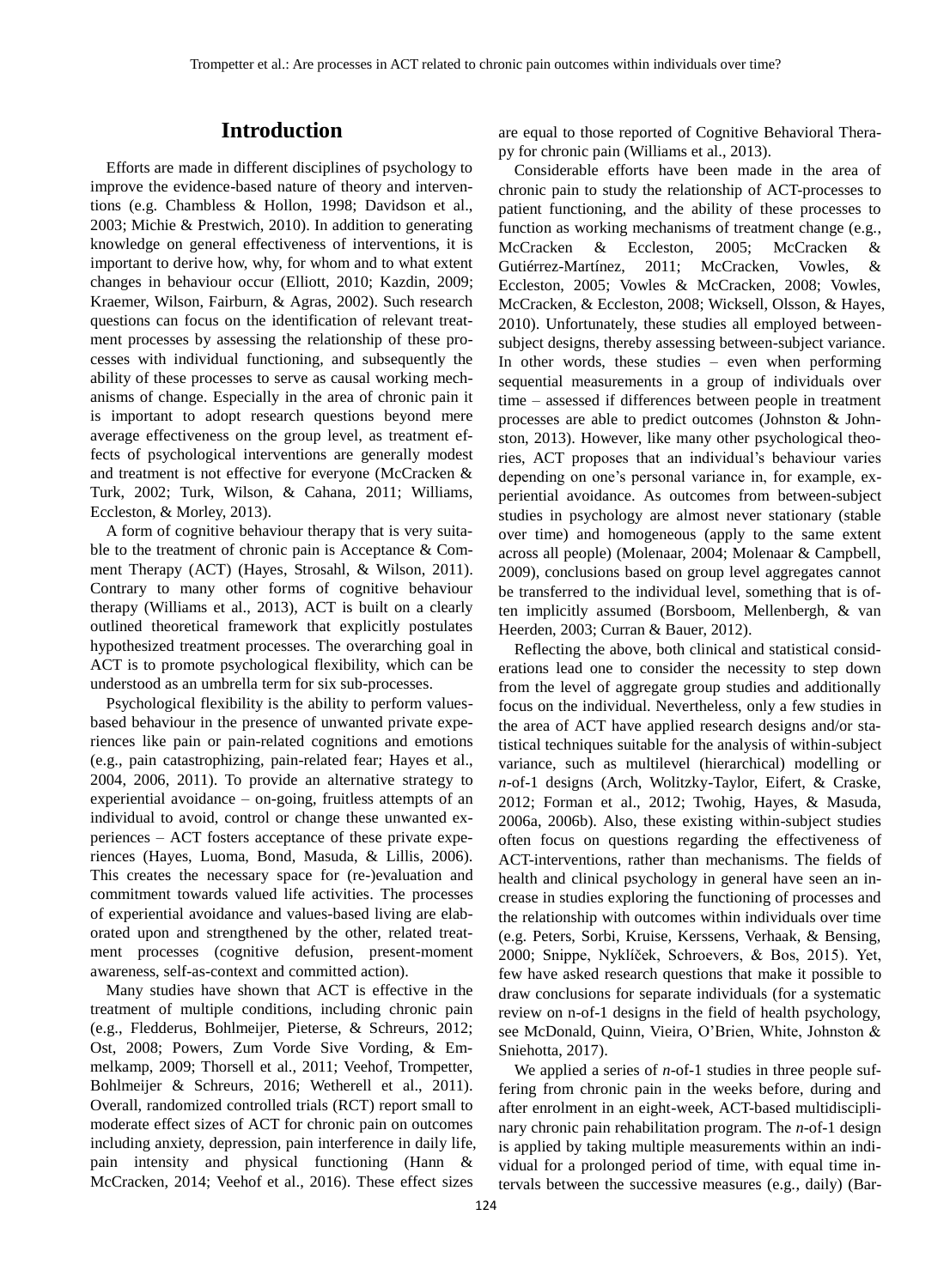## Introduction

Efforts are made in different disciplines of psychology to improve the evidence-based nature of theory and interventions (e.g. Chambless & Hollon, 1998; Davidson et al., 2003; Michie & Prestwich, 2010). In addition to generating knowledge on general effectiveness of interventions, it is important to derive how, why, for whom and to what extent changes in behaviour occur (Elliott, 2010; Kazdin, 2009; Kraemer, Wilson, Fairburn, & Agras, 2002). Such research questions can focus on the identification of relevant treatment processes by assessing the relationship of these processes with individual functioning, and subsequently the ability of these processes to serve as causal working mechanisms of change. Especially in the area of chronic pain it is important to adopt research questions beyond mere average effectiveness on the group level, as treatment effects of psychological interventions are generally modest and treatment is not effective for everyone (McCracken & Turk, 2002; Turk, Wilson, & Cahana, 2011; Williams, Eccleston, & Morley, 2013).

A form of cognitive behaviour therapy that is very suitable to the treatment of chronic pain is Acceptance & Comment Therapy (ACT) (Hayes, Strosahl, & Wilson, 2011). Contrary to many other forms of cognitive behaviour therapy (Williams et al., 2013), ACT is built on a clearly outlined theoretical framework that explicitly postulates hypothesized treatment processes. The overarching goal in ACT is to promote psychological flexibility, which can be understood as an umbrella term for six sub-processes.

Psychological flexibility is the ability to perform values-based behaviour in the presence of unwanted private experiences like pain or pain-related cognitions and emotions (e.g., pain catastrophizing, pain-related fear; Hayes et al., 2004, 2006, 2011). To provide an alternative strategy to experiential avoidance – on-going, fruitless attempts of an individual to avoid, control or change these unwanted experiences – ACT fosters acceptance of these private experiences (Hayes, Luoma, Bond, Masuda, & Lillis, 2006). This creates the necessary space for (re-)evaluation and commitment towards valued life activities. The processes of experiential avoidance and values-based living are elaborated upon and strengthened by the other, related treatment processes (cognitive defusion, present-moment awareness, self-as-context and committed action).

Many studies have shown that ACT is effective in the treatment of multiple conditions, including chronic pain (e.g., Fledderus, Bohlmeijer, Pieterse, & Schreurs, 2012; Ost, 2008; Powers, Zum Vorde Sive Vording, & Emmelkamp, 2009; Thorsell et al., 2011; Veehof, Trompetter, Bohlmeijer & Schreurs, 2016; Wetherell et al., 2011). Overall, randomized controlled trials (RCT) report small to moderate effect sizes of ACT for chronic pain on outcomes including anxiety, depression, pain interference in daily life, pain intensity and physical functioning (Hann & McCracken, 2014; Veehof et al., 2016). These effect sizes are equal to those reported of Cognitive Behavioral Therapy for chronic pain (Williams et al., 2013).

Considerable efforts have been made in the area of chronic pain to study the relationship of ACT-processes to patient functioning, and the ability of these processes to function as working mechanisms of treatment change (e.g., McCracken & Eccleston, 2005; McCracken & Gutiérrez-Martínez, 2011; McCracken, Vowles, & Eccleston, 2005; Vowles & McCracken, 2008; Vowles, McCracken, & Eccleston, 2008; Wicksell, Olsson, & Hayes, 2010). Unfortunately, these studies all employed between-subject designs, thereby assessing between-subject variance. In other words, these studies – even when performing sequential measurements in a group of individuals over time – assessed if differences between people in treatment processes are able to predict outcomes (Johnston & Johnston, 2013). However, like many other psychological theories, ACT proposes that an individual's behaviour varies depending on one's personal variance in, for example, experiential avoidance. As outcomes from between-subject studies in psychology are almost never stationary (stable over time) and homogeneous (apply to the same extent across all people) (Molenaar, 2004; Molenaar & Campbell, 2009), conclusions based on group level aggregates cannot be transferred to the individual level, something that is often implicitly assumed (Borsboom, Mellenbergh, & van Heerden, 2003; Curran & Bauer, 2012).

Reflecting the above, both clinical and statistical considerations lead one to consider the necessity to step down from the level of aggregate group studies and additionally focus on the individual. Nevertheless, only a few studies in the area of ACT have applied research designs and/or statistical techniques suitable for the analysis of within-subject variance, such as multilevel (hierarchical) modelling or *n*-of-1 designs (Arch, Wolitzky-Taylor, Eifert, & Craske, 2012; Forman et al., 2012; Twohig, Hayes, & Masuda, 2006a, 2006b). Also, these existing within-subject studies often focus on questions regarding the effectiveness of ACT-interventions, rather than mechanisms. The fields of health and clinical psychology in general have seen an increase in studies exploring the functioning of processes and the relationship with outcomes within individuals over time (e.g. Peters, Sorbi, Kruise, Kerssens, Verhaak, & Bensing, 2000; Snippe, Nyklíček, Schroevers, & Bos, 2015). Yet, few have asked research questions that make it possible to draw conclusions for separate individuals (for a systematic review on n-of-1 designs in the field of health psychology, see McDonald, Quinn, Vieira, O'Brien, White, Johnston & Sniehotta, 2017).

We applied a series of *n*-of-1 studies in three people suffering from chronic pain in the weeks before, during and after enrolment in an eight-week, ACT-based multidisciplinary chronic pain rehabilitation program. The *n*-of-1 design is applied by taking multiple measurements within an individual for a prolonged period of time, with equal time intervals between the successive measures (e.g., daily) (Bar-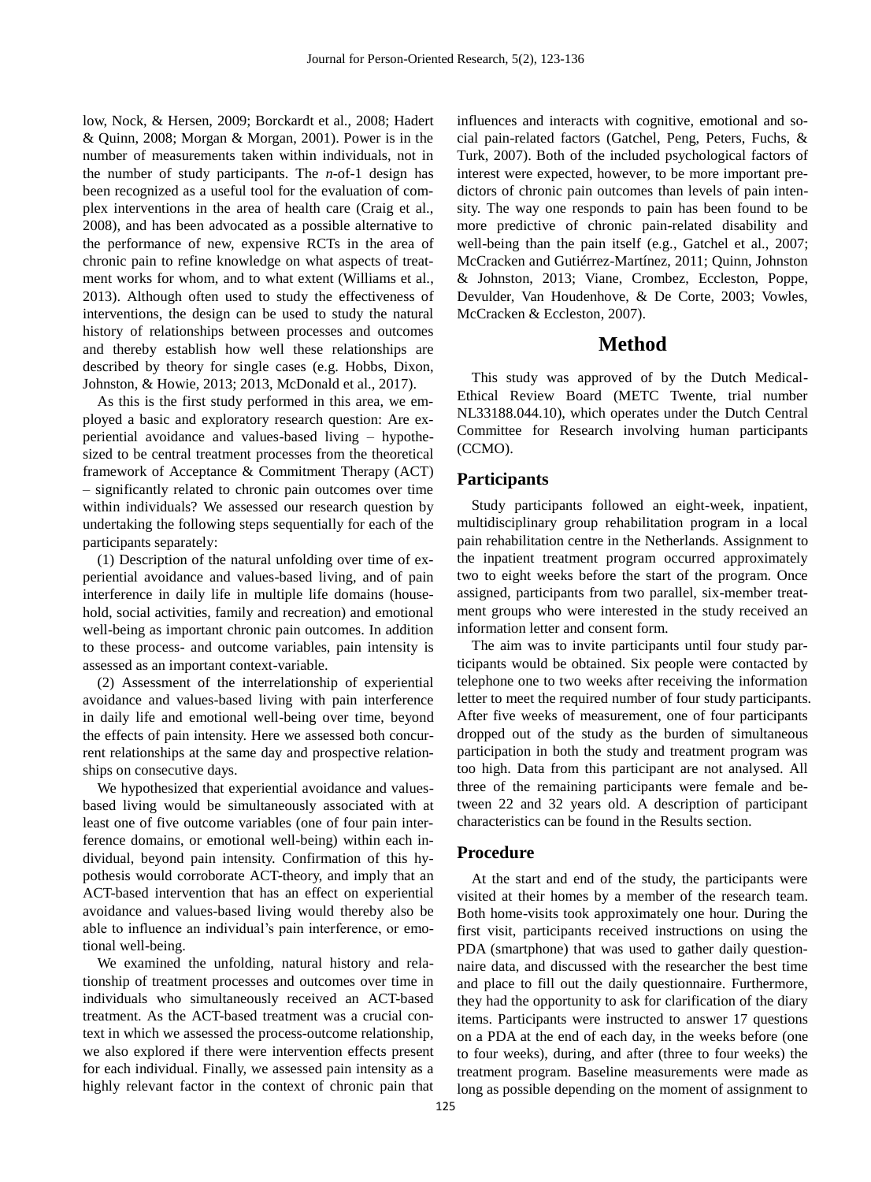low, Nock, & Hersen, 2009; Borckardt et al., 2008; Hadert & Quinn, 2008; Morgan & Morgan, 2001). Power is in the number of measurements taken within individuals, not in the number of study participants. The *n*-of-1 design has been recognized as a useful tool for the evaluation of complex interventions in the area of health care (Craig et al., 2008), and has been advocated as a possible alternative to the performance of new, expensive RCTs in the area of chronic pain to refine knowledge on what aspects of treatment works for whom, and to what extent (Williams et al., 2013). Although often used to study the effectiveness of interventions, the design can be used to study the natural history of relationships between processes and outcomes and thereby establish how well these relationships are described by theory for single cases (e.g. Hobbs, Dixon, Johnston, & Howie, 2013; 2013, McDonald et al., 2017).

As this is the first study performed in this area, we employed a basic and exploratory research question: Are experiential avoidance and values-based living – hypothesized to be central treatment processes from the theoretical framework of Acceptance & Commitment Therapy (ACT) – significantly related to chronic pain outcomes over time within individuals? We assessed our research question by undertaking the following steps sequentially for each of the participants separately:

(1) Description of the natural unfolding over time of experiential avoidance and values-based living, and of pain interference in daily life in multiple life domains (household, social activities, family and recreation) and emotional well-being as important chronic pain outcomes. In addition to these process- and outcome variables, pain intensity is assessed as an important context-variable.

(2) Assessment of the interrelationship of experiential avoidance and values-based living with pain interference in daily life and emotional well-being over time, beyond the effects of pain intensity. Here we assessed both concurrent relationships at the same day and prospective relationships on consecutive days.

We hypothesized that experiential avoidance and values-based living would be simultaneously associated with at least one of five outcome variables (one of four pain interference domains, or emotional well-being) within each individual, beyond pain intensity. Confirmation of this hypothesis would corroborate ACT-theory, and imply that an ACT-based intervention that has an effect on experiential avoidance and values-based living would thereby also be able to influence an individual's pain interference, or emotional well-being.

We examined the unfolding, natural history and relationship of treatment processes and outcomes over time in individuals who simultaneously received an ACT-based treatment. As the ACT-based treatment was a crucial context in which we assessed the process-outcome relationship, we also explored if there were intervention effects present for each individual. Finally, we assessed pain intensity as a highly relevant factor in the context of chronic pain that influences and interacts with cognitive, emotional and social pain-related factors (Gatchel, Peng, Peters, Fuchs, & Turk, 2007). Both of the included psychological factors of interest were expected, however, to be more important predictors of chronic pain outcomes than levels of pain intensity. The way one responds to pain has been found to be more predictive of chronic pain-related disability and well-being than the pain itself (e.g., Gatchel et al., 2007; McCracken and Gutiérrez-Martínez, 2011; Quinn, Johnston & Johnston, 2013; Viane, Crombez, Eccleston, Poppe, Devulder, Van Houdenhove, & De Corte, 2003; Vowles, McCracken & Eccleston, 2007).

# Method

This study was approved of by the Dutch Medical-Ethical Review Board (METC Twente, trial number NL33188.044.10), which operates under the Dutch Central Committee for Research involving human participants (CCMO).

## Participants

Study participants followed an eight-week, inpatient, multidisciplinary group rehabilitation program in a local pain rehabilitation centre in the Netherlands. Assignment to the inpatient treatment program occurred approximately two to eight weeks before the start of the program. Once assigned, participants from two parallel, six-member treatment groups who were interested in the study received an information letter and consent form.

The aim was to invite participants until four study participants would be obtained. Six people were contacted by telephone one to two weeks after receiving the information letter to meet the required number of four study participants. After five weeks of measurement, one of four participants dropped out of the study as the burden of simultaneous participation in both the study and treatment program was too high. Data from this participant are not analysed. All three of the remaining participants were female and between 22 and 32 years old. A description of participant characteristics can be found in the Results section.

## Procedure

At the start and end of the study, the participants were visited at their homes by a member of the research team. Both home-visits took approximately one hour. During the first visit, participants received instructions on using the PDA (smartphone) that was used to gather daily questionnaire data, and discussed with the researcher the best time and place to fill out the daily questionnaire. Furthermore, they had the opportunity to ask for clarification of the diary items. Participants were instructed to answer 17 questions on a PDA at the end of each day, in the weeks before (one to four weeks), during, and after (three to four weeks) the treatment program. Baseline measurements were made as long as possible depending on the moment of assignment to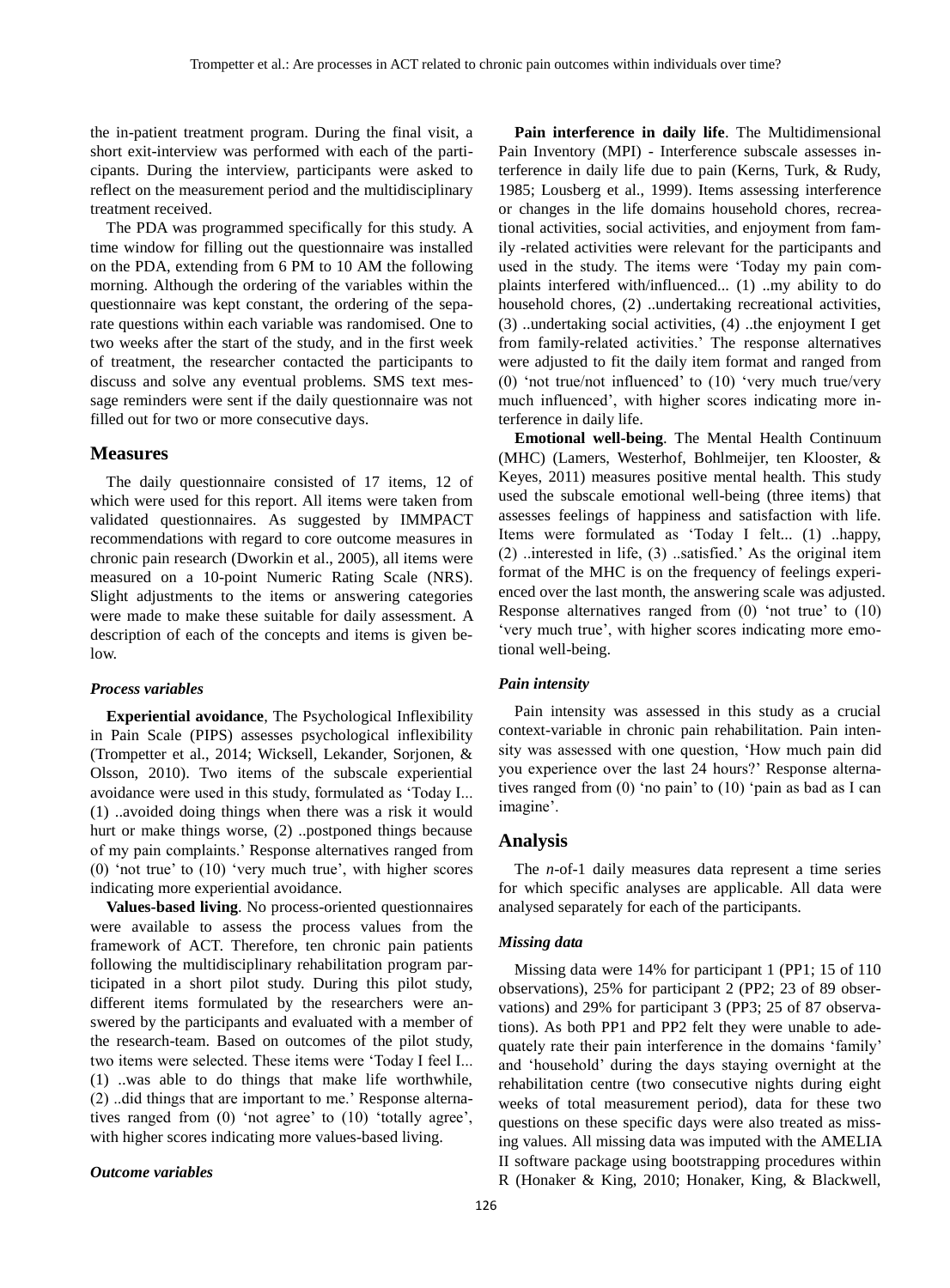the in-patient treatment program. During the final visit, a short exit-interview was performed with each of the participants. During the interview, participants were asked to reflect on the measurement period and the multidisciplinary treatment received.

The PDA was programmed specifically for this study. A time window for filling out the questionnaire was installed on the PDA, extending from 6 PM to 10 AM the following morning. Although the ordering of the variables within the questionnaire was kept constant, the ordering of the separate questions within each variable was randomised. One to two weeks after the start of the study, and in the first week of treatment, the researcher contacted the participants to discuss and solve any eventual problems. SMS text message reminders were sent if the daily questionnaire was not filled out for two or more consecutive days.

## Measures

The daily questionnaire consisted of 17 items, 12 of which were used for this report. All items were taken from validated questionnaires. As suggested by IMMPACT recommendations with regard to core outcome measures in chronic pain research (Dworkin et al., 2005), all items were measured on a 10-point Numeric Rating Scale (NRS). Slight adjustments to the items or answering categories were made to make these suitable for daily assessment. A description of each of the concepts and items is given below.

### *Process variables*

**Experiential avoidance**, The Psychological Inflexibility in Pain Scale (PIPS) assesses psychological inflexibility (Trompetter et al., 2014; Wicksell, Lekander, Sorjonen, & Olsson, 2010). Two items of the subscale experiential avoidance were used in this study, formulated as 'Today I... (1) ..avoided doing things when there was a risk it would hurt or make things worse, (2) ..postponed things because of my pain complaints.' Response alternatives ranged from (0) 'not true' to (10) 'very much true', with higher scores indicating more experiential avoidance.

**Values-based living**. No process-oriented questionnaires were available to assess the process values from the framework of ACT. Therefore, ten chronic pain patients following the multidisciplinary rehabilitation program participated in a short pilot study. During this pilot study, different items formulated by the researchers were answered by the participants and evaluated with a member of the research-team. Based on outcomes of the pilot study, two items were selected. These items were 'Today I feel I... (1) ..was able to do things that make life worthwhile, (2) ..did things that are important to me.' Response alternatives ranged from (0) 'not agree' to (10) 'totally agree', with higher scores indicating more values-based living.

### *Outcome variables*

**Pain interference in daily life**. The Multidimensional Pain Inventory (MPI) - Interference subscale assesses interference in daily life due to pain (Kerns, Turk, & Rudy, 1985; Lousberg et al., 1999). Items assessing interference or changes in the life domains household chores, recreational activities, social activities, and enjoyment from family -related activities were relevant for the participants and used in the study. The items were 'Today my pain complaints interfered with/influenced... (1) ..my ability to do household chores, (2) ..undertaking recreational activities, (3) ..undertaking social activities, (4) ..the enjoyment I get from family-related activities.' The response alternatives were adjusted to fit the daily item format and ranged from (0) 'not true/not influenced' to (10) 'very much true/very much influenced', with higher scores indicating more interference in daily life.

**Emotional well-being**. The Mental Health Continuum (MHC) (Lamers, Westerhof, Bohlmeijer, ten Klooster, & Keyes, 2011) measures positive mental health. This study used the subscale emotional well-being (three items) that assesses feelings of happiness and satisfaction with life. Items were formulated as 'Today I felt... (1) ..happy, (2) ..interested in life, (3) ..satisfied.' As the original item format of the MHC is on the frequency of feelings experienced over the last month, the answering scale was adjusted. Response alternatives ranged from (0) 'not true' to (10) 'very much true', with higher scores indicating more emotional well-being.

### *Pain intensity*

Pain intensity was assessed in this study as a crucial context-variable in chronic pain rehabilitation. Pain intensity was assessed with one question, 'How much pain did you experience over the last 24 hours?' Response alternatives ranged from (0) 'no pain' to (10) 'pain as bad as I can imagine'.

## Analysis

The *n*-of-1 daily measures data represent a time series for which specific analyses are applicable. All data were analysed separately for each of the participants.

### *Missing data*

Missing data were 14% for participant 1 (PP1; 15 of 110 observations), 25% for participant 2 (PP2; 23 of 89 observations) and 29% for participant 3 (PP3; 25 of 87 observations). As both PP1 and PP2 felt they were unable to adequately rate their pain interference in the domains 'family' and 'household' during the days staying overnight at the rehabilitation centre (two consecutive nights during eight weeks of total measurement period), data for these two questions on these specific days were also treated as missing values. All missing data was imputed with the AMELIA II software package using bootstrapping procedures within R (Honaker & King, 2010; Honaker, King, & Blackwell,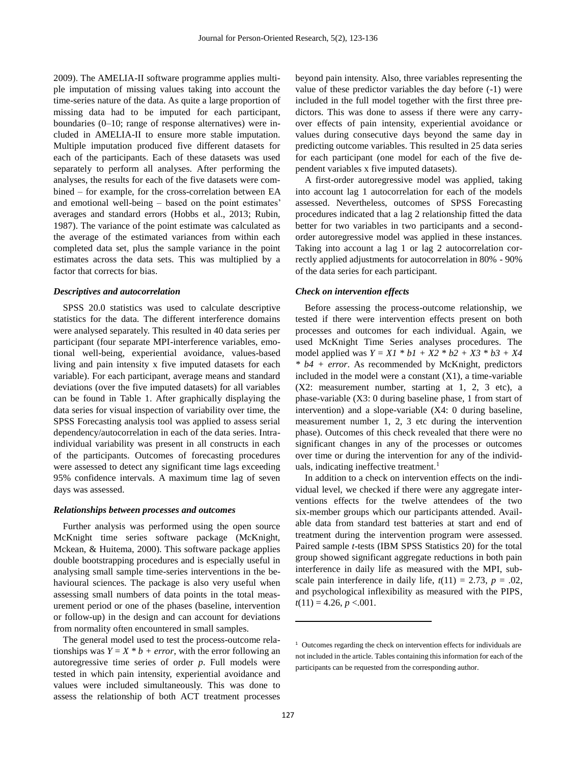2009). The AMELIA-II software programme applies multiple imputation of missing values taking into account the time-series nature of the data. As quite a large proportion of missing data had to be imputed for each participant, boundaries (0–10; range of response alternatives) were included in AMELIA-II to ensure more stable imputation. Multiple imputation produced five different datasets for each of the participants. Each of these datasets was used separately to perform all analyses. After performing the analyses, the results for each of the five datasets were combined – for example, for the cross-correlation between EA and emotional well-being – based on the point estimates' averages and standard errors (Hobbs et al., 2013; Rubin, 1987). The variance of the point estimate was calculated as the average of the estimated variances from within each completed data set, plus the sample variance in the point estimates across the data sets. This was multiplied by a factor that corrects for bias.

### Descriptives and autocorrelation

SPSS 20.0 statistics was used to calculate descriptive statistics for the data. The different interference domains were analysed separately. This resulted in 40 data series per participant (four separate MPI-interference variables, emotional well-being, experiential avoidance, values-based living and pain intensity x five imputed datasets for each variable). For each participant, average means and standard deviations (over the five imputed datasets) for all variables can be found in Table 1. After graphically displaying the data series for visual inspection of variability over time, the SPSS Forecasting analysis tool was applied to assess serial dependency/autocorrelation in each of the data series. Intra-individual variability was present in all constructs in each of the participants. Outcomes of forecasting procedures were assessed to detect any significant time lags exceeding 95% confidence intervals. A maximum time lag of seven days was assessed.

### Relationships between processes and outcomes

Further analysis was performed using the open source McKnight time series software package (McKnight, Mckean, & Huitema, 2000). This software package applies double bootstrapping procedures and is especially useful in analysing small sample time-series interventions in the behavioural sciences. The package is also very useful when assessing small numbers of data points in the total measurement period or one of the phases (baseline, intervention or follow-up) in the design and can account for deviations from normality often encountered in small samples.

The general model used to test the process-outcome relationships was $Y = X * b + error$, with the error following an autoregressive time series of order $p$. Full models were tested in which pain intensity, experiential avoidance and values were included simultaneously. This was done to assess the relationship of both ACT treatment processes beyond pain intensity. Also, three variables representing the value of these predictor variables the day before (-1) were included in the full model together with the first three predictors. This was done to assess if there were any carry-over effects of pain intensity, experiential avoidance or values during consecutive days beyond the same day in predicting outcome variables. This resulted in 25 data series for each participant (one model for each of the five dependent variables x five imputed datasets).

A first-order autoregressive model was applied, taking into account lag 1 autocorrelation for each of the models assessed. Nevertheless, outcomes of SPSS Forecasting procedures indicated that a lag 2 relationship fitted the data better for two variables in two participants and a second-order autoregressive model was applied in these instances. Taking into account a lag 1 or lag 2 autocorrelation correctly applied adjustments for autocorrelation in 80% - 90% of the data series for each participant.

### Check on intervention effects

Before assessing the process-outcome relationship, we tested if there were intervention effects present on both processes and outcomes for each individual. Again, we used McKnight Time Series analyses procedures. The model applied was $Y = X1 * b1 + X2 * b2 + X3 * b3 + X4 * b4 + error$. As recommended by McKnight, predictors included in the model were a constant (X1), a time-variable (X2: measurement number, starting at 1, 2, 3 etc), a phase-variable (X3: 0 during baseline phase, 1 from start of intervention) and a slope-variable (X4: 0 during baseline, measurement number 1, 2, 3 etc during the intervention phase). Outcomes of this check revealed that there were no significant changes in any of the processes or outcomes over time or during the intervention for any of the individuals, indicating ineffective treatment.[1]

In addition to a check on intervention effects on the individual level, we checked if there were any aggregate interventions effects for the twelve attendees of the two six-member groups which our participants attended. Available data from standard test batteries at start and end of treatment during the intervention program were assessed. Paired sample $t$-tests (IBM SPSS Statistics 20) for the total group showed significant aggregate reductions in both pain interference in daily life as measured with the MPI, subscale pain interference in daily life, $t(11) = 2.73$, $p = .02$, and psychological inflexibility as measured with the PIPS, $t(11) = 4.26$, $p < .001$.

---

[1] Outcomes regarding the check on intervention effects for individuals are not included in the article. Tables containing this information for each of the participants can be requested from the corresponding author.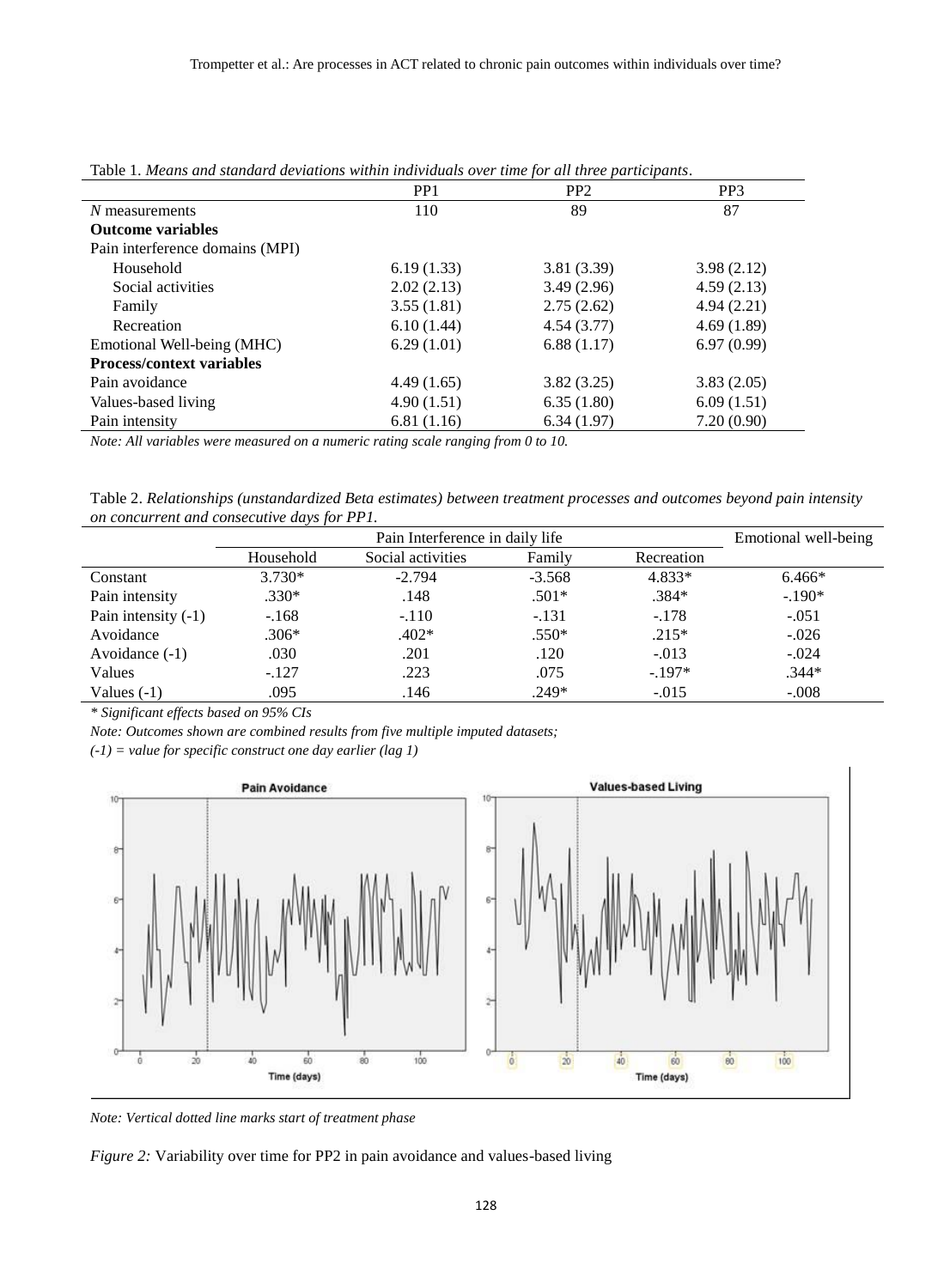Table 1. *Means and standard deviations within individuals over time for all three participants*.

| | PP1 | PP2 | PP3 |
|---|---|---|---|
| *N* measurements | 110 | 89 | 87 |
| **Outcome variables** | | | |
| Pain interference domains (MPI) | | | |
| Household | 6.19 (1.33) | 3.81 (3.39) | 3.98 (2.12) |
| Social activities | 2.02 (2.13) | 3.49 (2.96) | 4.59 (2.13) |
| Family | 3.55 (1.81) | 2.75 (2.62) | 4.94 (2.21) |
| Recreation | 6.10 (1.44) | 4.54 (3.77) | 4.69 (1.89) |
| Emotional Well-being (MHC) | 6.29 (1.01) | 6.88 (1.17) | 6.97 (0.99) |
| **Process/context variables** | | | |
| Pain avoidance | 4.49 (1.65) | 3.82 (3.25) | 3.83 (2.05) |
| Values-based living | 4.90 (1.51) | 6.35 (1.80) | 6.09 (1.51) |
| Pain intensity | 6.81 (1.16) | 6.34 (1.97) | 7.20 (0.90) |

*Note: All variables were measured on a numeric rating scale ranging from 0 to 10.*

Table 2. *Relationships (unstandardized Beta estimates) between treatment processes and outcomes beyond pain intensity on concurrent and consecutive days for PP1.*

| | Pain Interference in daily life | | | | Emotional well-being |
|---|---|---|---|---|---|
| | Household | Social activities | Family | Recreation | |
| Constant | 3.730* | -2.794 | -3.568 | 4.833* | 6.466* |
| Pain intensity | .330* | .148 | .501* | .384* | -.190* |
| Pain intensity (-1) | -.168 | -.110 | -.131 | -.178 | -.051 |
| Avoidance | .306* | .402* | .550* | .215* | -.026 |
| Avoidance (-1) | .030 | .201 | .120 | -.013 | -.024 |
| Values | -.127 | .223 | .075 | -.197* | .344* |
| Values (-1) | .095 | .146 | .249* | -.015 | -.008 |

*\* Significant effects based on 95% CIs*

*Note: Outcomes shown are combined results from five multiple imputed datasets;*

*(-1) = value for specific construct one day earlier (lag 1)*

*Note: Vertical dotted line marks start of treatment phase*

*Figure 2:* Variability over time for PP2 in pain avoidance and values-based living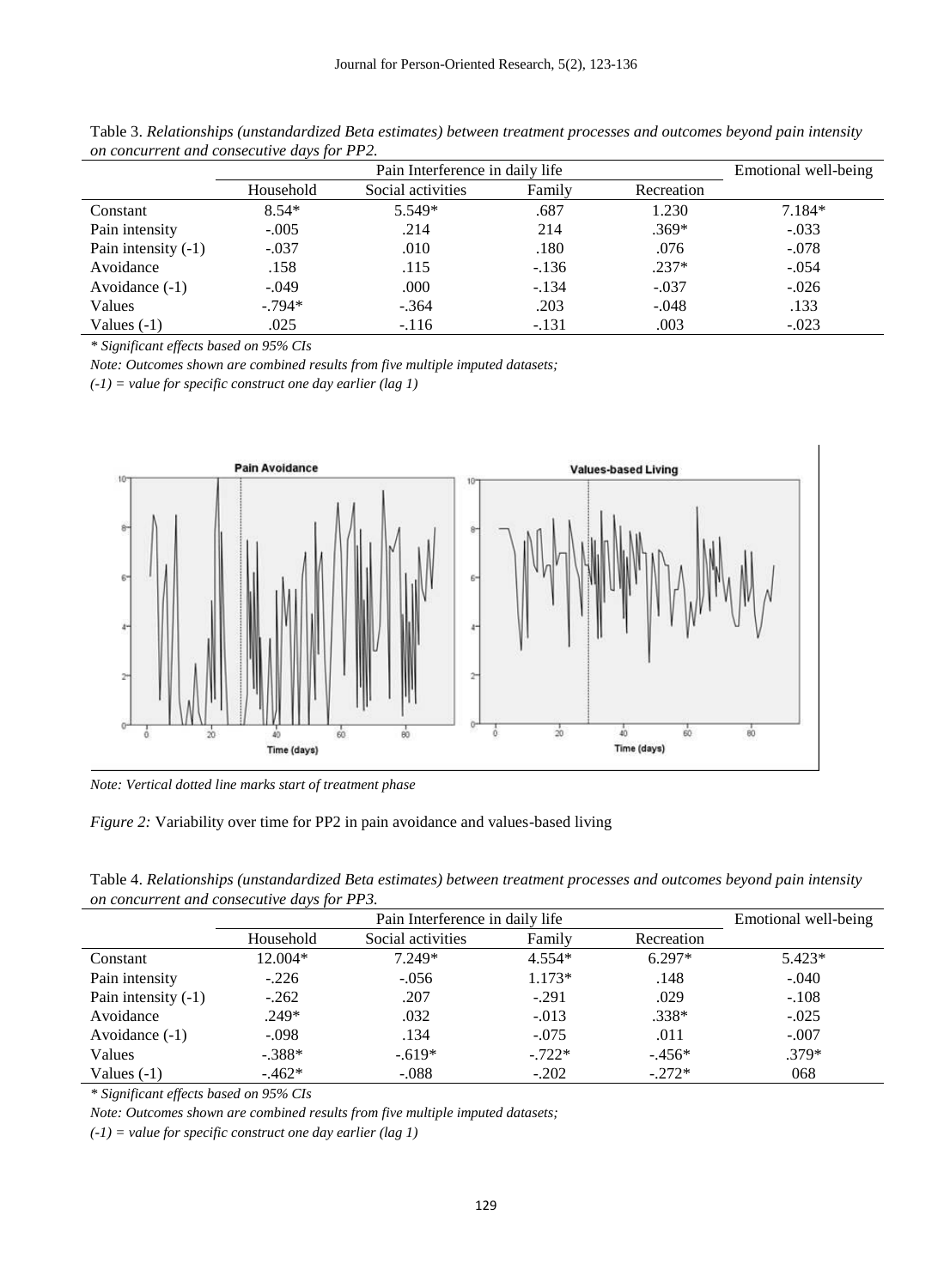Table 3. *Relationships (unstandardized Beta estimates) between treatment processes and outcomes beyond pain intensity on concurrent and consecutive days for PP2.*

| | Pain Interference in daily life | | | | Emotional well-being |
|---|---|---|---|---|---|
| | Household | Social activities | Family | Recreation | |
| Constant | 8.54* | 5.549* | .687 | 1.230 | 7.184* |
| Pain intensity | -.005 | .214 | 214 | .369* | -.033 |
| Pain intensity (-1) | -.037 | .010 | .180 | .076 | -.078 |
| Avoidance | .158 | .115 | -.136 | .237* | -.054 |
| Avoidance (-1) | -.049 | .000 | -.134 | -.037 | -.026 |
| Values | -.794* | -.364 | .203 | -.048 | .133 |
| Values (-1) | .025 | -.116 | -.131 | .003 | -.023 |

*\* Significant effects based on 95% CIs*

*Note: Outcomes shown are combined results from five multiple imputed datasets;*

*(-1) = value for specific construct one day earlier (lag 1)*

*Note: Vertical dotted line marks start of treatment phase*

*Figure 2:* Variability over time for PP2 in pain avoidance and values-based living

Table 4. *Relationships (unstandardized Beta estimates) between treatment processes and outcomes beyond pain intensity on concurrent and consecutive days for PP3.*

| | Pain Interference in daily life | | | | Emotional well-being |
|---|---|---|---|---|---|
| | Household | Social activities | Family | Recreation | |
| Constant | 12.004* | 7.249* | 4.554* | 6.297* | 5.423* |
| Pain intensity | -.226 | -.056 | 1.173* | .148 | -.040 |
| Pain intensity (-1) | -.262 | .207 | -.291 | .029 | -.108 |
| Avoidance | .249* | .032 | -.013 | .338* | -.025 |
| Avoidance (-1) | -.098 | .134 | -.075 | .011 | -.007 |
| Values | -.388* | -.619* | -.722* | -.456* | .379* |
| Values (-1) | -.462* | -.088 | -.202 | -.272* | 068 |

*\* Significant effects based on 95% CIs*

*Note: Outcomes shown are combined results from five multiple imputed datasets;*

*(-1) = value for specific construct one day earlier (lag 1)*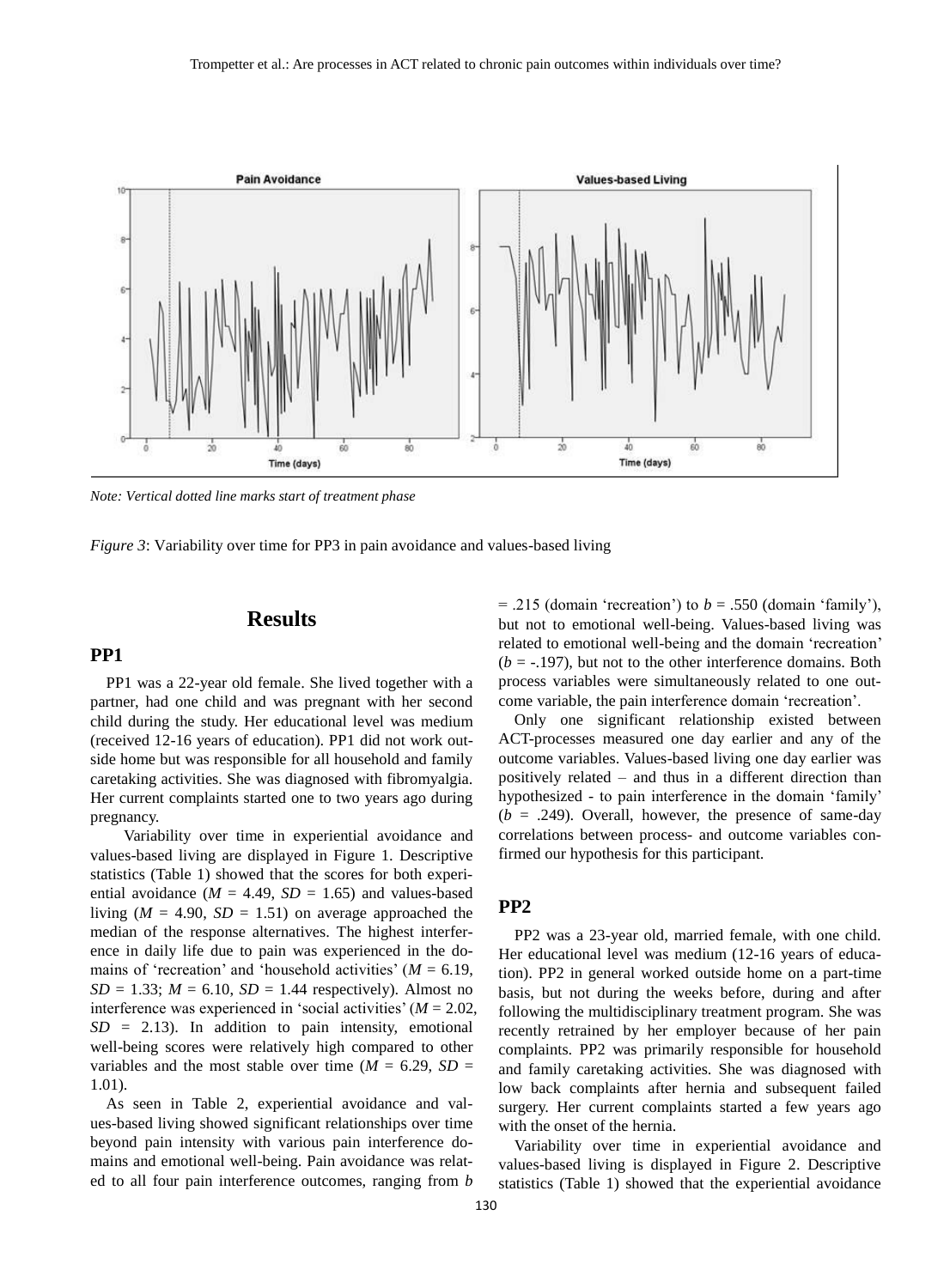*Note: Vertical dotted line marks start of treatment phase*

*Figure 3*: Variability over time for PP3 in pain avoidance and values-based living

## Results

### PP1

PP1 was a 22-year old female. She lived together with a partner, had one child and was pregnant with her second child during the study. Her educational level was medium (received 12-16 years of education). PP1 did not work outside home but was responsible for all household and family caretaking activities. She was diagnosed with fibromyalgia. Her current complaints started one to two years ago during pregnancy.

Variability over time in experiential avoidance and values-based living are displayed in Figure 1. Descriptive statistics (Table 1) showed that the scores for both experiential avoidance ($M$ = 4.49, $SD$ = 1.65) and values-based living ($M$ = 4.90, $SD$ = 1.51) on average approached the median of the response alternatives. The highest interference in daily life due to pain was experienced in the domains of 'recreation' and 'household activities' ($M$ = 6.19, $SD$ = 1.33; $M$ = 6.10, $SD$ = 1.44 respectively). Almost no interference was experienced in 'social activities' ($M$ = 2.02, $SD$ = 2.13). In addition to pain intensity, emotional well-being scores were relatively high compared to other variables and the most stable over time ($M$ = 6.29, $SD$ = 1.01).

As seen in Table 2, experiential avoidance and values-based living showed significant relationships over time beyond pain intensity with various pain interference domains and emotional well-being. Pain avoidance was related to all four pain interference outcomes, ranging from $b$ = .215 (domain 'recreation') to $b$ = .550 (domain 'family'), but not to emotional well-being. Values-based living was related to emotional well-being and the domain 'recreation' ($b$ = -.197), but not to the other interference domains. Both process variables were simultaneously related to one outcome variable, the pain interference domain 'recreation'.

Only one significant relationship existed between ACT-processes measured one day earlier and any of the outcome variables. Values-based living one day earlier was positively related – and thus in a different direction than hypothesized - to pain interference in the domain 'family' ($b$ = .249). Overall, however, the presence of same-day correlations between process- and outcome variables confirmed our hypothesis for this participant.

### PP2

PP2 was a 23-year old, married female, with one child. Her educational level was medium (12-16 years of education). PP2 in general worked outside home on a part-time basis, but not during the weeks before, during and after following the multidisciplinary treatment program. She was recently retrained by her employer because of her pain complaints. PP2 was primarily responsible for household and family caretaking activities. She was diagnosed with low back complaints after hernia and subsequent failed surgery. Her current complaints started a few years ago with the onset of the hernia.

Variability over time in experiential avoidance and values-based living is displayed in Figure 2. Descriptive statistics (Table 1) showed that the experiential avoidance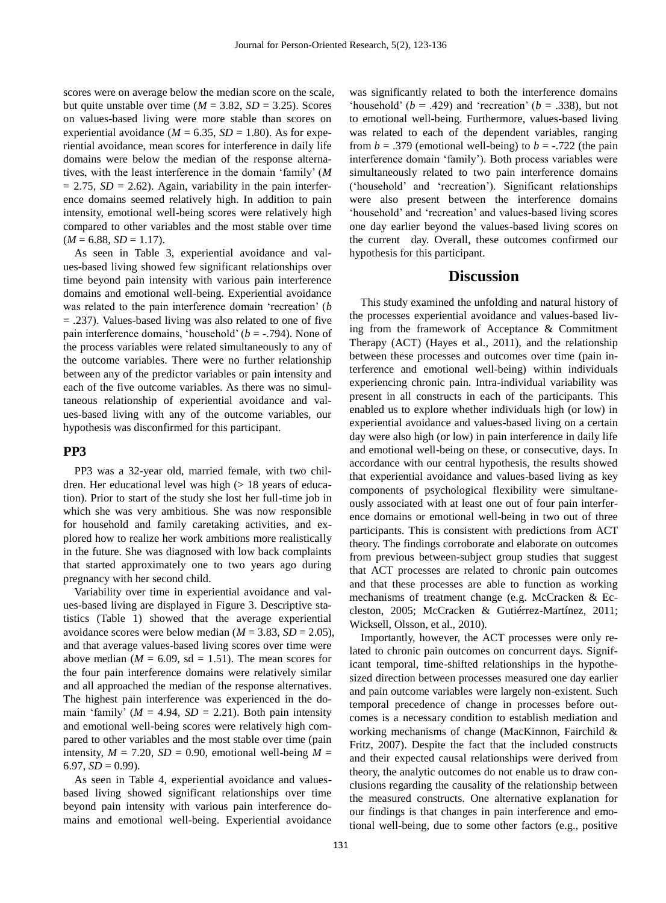scores were on average below the median score on the scale, but quite unstable over time ($M$ = 3.82, $SD$ = 3.25). Scores on values-based living were more stable than scores on experiential avoidance ($M$ = 6.35, $SD$ = 1.80). As for experiential avoidance, mean scores for interference in daily life domains were below the median of the response alternatives, with the least interference in the domain 'family' ($M$ = 2.75, $SD$ = 2.62). Again, variability in the pain interference domains seemed relatively high. In addition to pain intensity, emotional well-being scores were relatively high compared to other variables and the most stable over time ($M$ = 6.88, $SD$ = 1.17).

As seen in Table 3, experiential avoidance and values-based living showed few significant relationships over time beyond pain intensity with various pain interference domains and emotional well-being. Experiential avoidance was related to the pain interference domain 'recreation' ($b$ = .237). Values-based living was also related to one of five pain interference domains, 'household' ($b$ = -.794). None of the process variables were related simultaneously to any of the outcome variables. There were no further relationship between any of the predictor variables or pain intensity and each of the five outcome variables. As there was no simultaneous relationship of experiential avoidance and values-based living with any of the outcome variables, our hypothesis was disconfirmed for this participant.

## PP3

PP3 was a 32-year old, married female, with two children. Her educational level was high (> 18 years of education). Prior to start of the study she lost her full-time job in which she was very ambitious. She was now responsible for household and family caretaking activities, and explored how to realize her work ambitions more realistically in the future. She was diagnosed with low back complaints that started approximately one to two years ago during pregnancy with her second child.

Variability over time in experiential avoidance and values-based living are displayed in Figure 3. Descriptive statistics (Table 1) showed that the average experiential avoidance scores were below median ($M$ = 3.83, $SD$ = 2.05), and that average values-based living scores over time were above median ($M$ = 6.09, sd = 1.51). The mean scores for the four pain interference domains were relatively similar and all approached the median of the response alternatives. The highest pain interference was experienced in the domain 'family' ($M$ = 4.94, $SD$ = 2.21). Both pain intensity and emotional well-being scores were relatively high compared to other variables and the most stable over time (pain intensity, $M$ = 7.20, $SD$ = 0.90, emotional well-being $M$ = 6.97, $SD$ = 0.99).

As seen in Table 4, experiential avoidance and values-based living showed significant relationships over time beyond pain intensity with various pain interference domains and emotional well-being. Experiential avoidance was significantly related to both the interference domains 'household' ($b$ = .429) and 'recreation' ($b$ = .338), but not to emotional well-being. Furthermore, values-based living was related to each of the dependent variables, ranging from $b$ = .379 (emotional well-being) to $b$ = -.722 (the pain interference domain 'family'). Both process variables were simultaneously related to two pain interference domains ('household' and 'recreation'). Significant relationships were also present between the interference domains 'household' and 'recreation' and values-based living scores one day earlier beyond the values-based living scores on the current day. Overall, these outcomes confirmed our hypothesis for this participant.

# Discussion

This study examined the unfolding and natural history of the processes experiential avoidance and values-based living from the framework of Acceptance & Commitment Therapy (ACT) (Hayes et al., 2011), and the relationship between these processes and outcomes over time (pain interference and emotional well-being) within individuals experiencing chronic pain. Intra-individual variability was present in all constructs in each of the participants. This enabled us to explore whether individuals high (or low) in experiential avoidance and values-based living on a certain day were also high (or low) in pain interference in daily life and emotional well-being on these, or consecutive, days. In accordance with our central hypothesis, the results showed that experiential avoidance and values-based living as key components of psychological flexibility were simultaneously associated with at least one out of four pain interference domains or emotional well-being in two out of three participants. This is consistent with predictions from ACT theory. The findings corroborate and elaborate on outcomes from previous between-subject group studies that suggest that ACT processes are related to chronic pain outcomes and that these processes are able to function as working mechanisms of treatment change (e.g. McCracken & Eccleston, 2005; McCracken & Gutiérrez-Martínez, 2011; Wicksell, Olsson, et al., 2010).

Importantly, however, the ACT processes were only related to chronic pain outcomes on concurrent days. Significant temporal, time-shifted relationships in the hypothesized direction between processes measured one day earlier and pain outcome variables were largely non-existent. Such temporal precedence of change in processes before outcomes is a necessary condition to establish mediation and working mechanisms of change (MacKinnon, Fairchild & Fritz, 2007). Despite the fact that the included constructs and their expected causal relationships were derived from theory, the analytic outcomes do not enable us to draw conclusions regarding the causality of the relationship between the measured constructs. One alternative explanation for our findings is that changes in pain interference and emotional well-being, due to some other factors (e.g., positive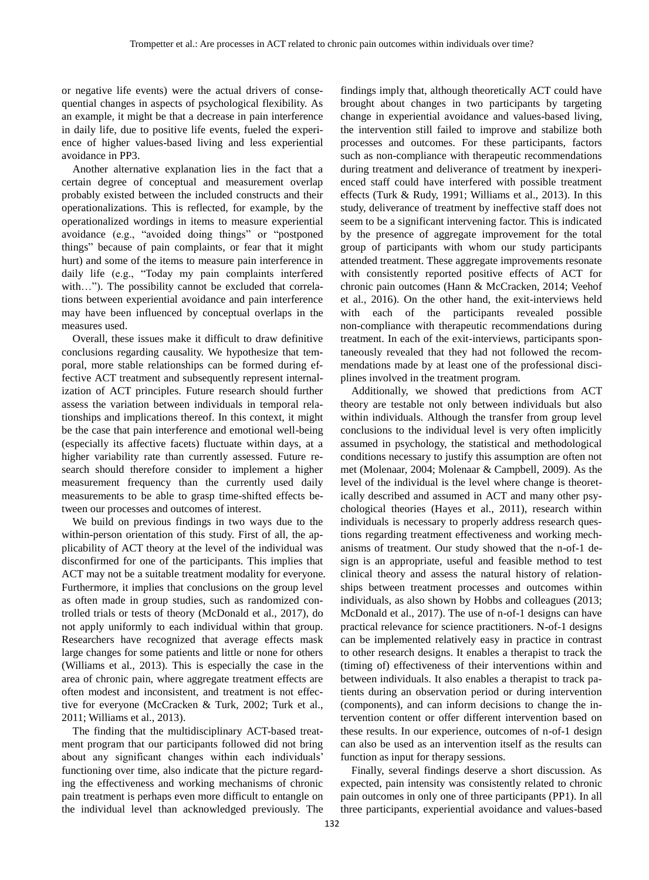or negative life events) were the actual drivers of consequential changes in aspects of psychological flexibility. As an example, it might be that a decrease in pain interference in daily life, due to positive life events, fueled the experience of higher values-based living and less experiential avoidance in PP3.

Another alternative explanation lies in the fact that a certain degree of conceptual and measurement overlap probably existed between the included constructs and their operationalizations. This is reflected, for example, by the operationalized wordings in items to measure experiential avoidance (e.g., "avoided doing things" or "postponed things" because of pain complaints, or fear that it might hurt) and some of the items to measure pain interference in daily life (e.g., "Today my pain complaints interfered with…"). The possibility cannot be excluded that correlations between experiential avoidance and pain interference may have been influenced by conceptual overlaps in the measures used.

Overall, these issues make it difficult to draw definitive conclusions regarding causality. We hypothesize that temporal, more stable relationships can be formed during effective ACT treatment and subsequently represent internalization of ACT principles. Future research should further assess the variation between individuals in temporal relationships and implications thereof. In this context, it might be the case that pain interference and emotional well-being (especially its affective facets) fluctuate within days, at a higher variability rate than currently assessed. Future research should therefore consider to implement a higher measurement frequency than the currently used daily measurements to be able to grasp time-shifted effects between our processes and outcomes of interest.

We build on previous findings in two ways due to the within-person orientation of this study. First of all, the applicability of ACT theory at the level of the individual was disconfirmed for one of the participants. This implies that ACT may not be a suitable treatment modality for everyone. Furthermore, it implies that conclusions on the group level as often made in group studies, such as randomized controlled trials or tests of theory (McDonald et al., 2017), do not apply uniformly to each individual within that group. Researchers have recognized that average effects mask large changes for some patients and little or none for others (Williams et al., 2013). This is especially the case in the area of chronic pain, where aggregate treatment effects are often modest and inconsistent, and treatment is not effective for everyone (McCracken & Turk, 2002; Turk et al., 2011; Williams et al., 2013).

The finding that the multidisciplinary ACT-based treatment program that our participants followed did not bring about any significant changes within each individuals' functioning over time, also indicate that the picture regarding the effectiveness and working mechanisms of chronic pain treatment is perhaps even more difficult to entangle on the individual level than acknowledged previously. The findings imply that, although theoretically ACT could have brought about changes in two participants by targeting change in experiential avoidance and values-based living, the intervention still failed to improve and stabilize both processes and outcomes. For these participants, factors such as non-compliance with therapeutic recommendations during treatment and deliverance of treatment by inexperienced staff could have interfered with possible treatment effects (Turk & Rudy, 1991; Williams et al., 2013). In this study, deliverance of treatment by ineffective staff does not seem to be a significant intervening factor. This is indicated by the presence of aggregate improvement for the total group of participants with whom our study participants attended treatment. These aggregate improvements resonate with consistently reported positive effects of ACT for chronic pain outcomes (Hann & McCracken, 2014; Veehof et al., 2016). On the other hand, the exit-interviews held with each of the participants revealed possible non-compliance with therapeutic recommendations during treatment. In each of the exit-interviews, participants spontaneously revealed that they had not followed the recommendations made by at least one of the professional disciplines involved in the treatment program.

Additionally, we showed that predictions from ACT theory are testable not only between individuals but also within individuals. Although the transfer from group level conclusions to the individual level is very often implicitly assumed in psychology, the statistical and methodological conditions necessary to justify this assumption are often not met (Molenaar, 2004; Molenaar & Campbell, 2009). As the level of the individual is the level where change is theoretically described and assumed in ACT and many other psychological theories (Hayes et al., 2011), research within individuals is necessary to properly address research questions regarding treatment effectiveness and working mechanisms of treatment. Our study showed that the n-of-1 design is an appropriate, useful and feasible method to test clinical theory and assess the natural history of relationships between treatment processes and outcomes within individuals, as also shown by Hobbs and colleagues (2013; McDonald et al., 2017). The use of n-of-1 designs can have practical relevance for science practitioners. N-of-1 designs can be implemented relatively easy in practice in contrast to other research designs. It enables a therapist to track the (timing of) effectiveness of their interventions within and between individuals. It also enables a therapist to track patients during an observation period or during intervention (components), and can inform decisions to change the intervention content or offer different intervention based on these results. In our experience, outcomes of n-of-1 design can also be used as an intervention itself as the results can function as input for therapy sessions.

Finally, several findings deserve a short discussion. As expected, pain intensity was consistently related to chronic pain outcomes in only one of three participants (PP1). In all three participants, experiential avoidance and values-based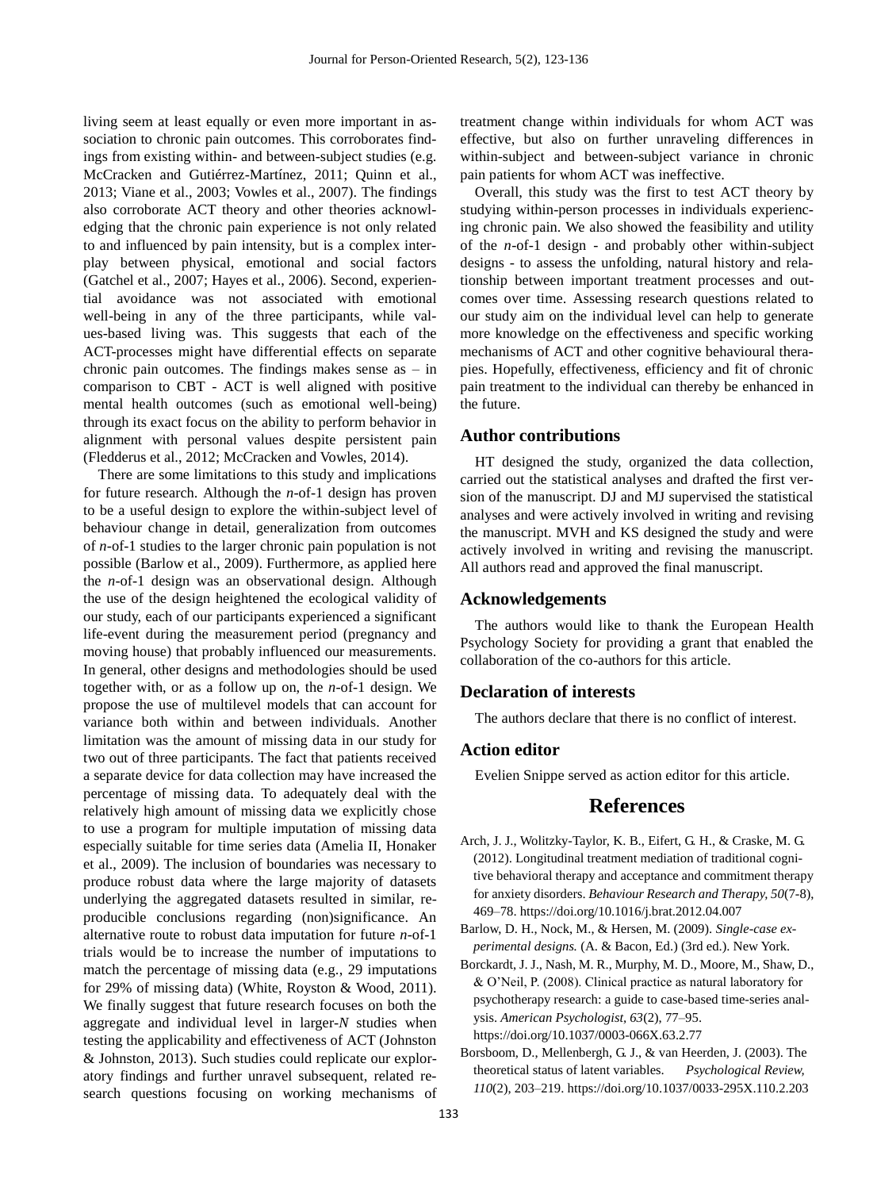living seem at least equally or even more important in association to chronic pain outcomes. This corroborates findings from existing within- and between-subject studies (e.g. McCracken and Gutiérrez-Martínez, 2011; Quinn et al., 2013; Viane et al., 2003; Vowles et al., 2007). The findings also corroborate ACT theory and other theories acknowledging that the chronic pain experience is not only related to and influenced by pain intensity, but is a complex interplay between physical, emotional and social factors (Gatchel et al., 2007; Hayes et al., 2006). Second, experiential avoidance was not associated with emotional well-being in any of the three participants, while values-based living was. This suggests that each of the ACT-processes might have differential effects on separate chronic pain outcomes. The findings makes sense as – in comparison to CBT - ACT is well aligned with positive mental health outcomes (such as emotional well-being) through its exact focus on the ability to perform behavior in alignment with personal values despite persistent pain (Fledderus et al., 2012; McCracken and Vowles, 2014).

There are some limitations to this study and implications for future research. Although the *n*-of-1 design has proven to be a useful design to explore the within-subject level of behaviour change in detail, generalization from outcomes of *n*-of-1 studies to the larger chronic pain population is not possible (Barlow et al., 2009). Furthermore, as applied here the *n*-of-1 design was an observational design. Although the use of the design heightened the ecological validity of our study, each of our participants experienced a significant life-event during the measurement period (pregnancy and moving house) that probably influenced our measurements. In general, other designs and methodologies should be used together with, or as a follow up on, the *n*-of-1 design. We propose the use of multilevel models that can account for variance both within and between individuals. Another limitation was the amount of missing data in our study for two out of three participants. The fact that patients received a separate device for data collection may have increased the percentage of missing data. To adequately deal with the relatively high amount of missing data we explicitly chose to use a program for multiple imputation of missing data especially suitable for time series data (Amelia II, Honaker et al., 2009). The inclusion of boundaries was necessary to produce robust data where the large majority of datasets underlying the aggregated datasets resulted in similar, reproducible conclusions regarding (non)significance. An alternative route to robust data imputation for future *n*-of-1 trials would be to increase the number of imputations to match the percentage of missing data (e.g., 29 imputations for 29% of missing data) (White, Royston & Wood, 2011). We finally suggest that future research focuses on both the aggregate and individual level in larger-*N* studies when testing the applicability and effectiveness of ACT (Johnston & Johnston, 2013). Such studies could replicate our exploratory findings and further unravel subsequent, related research questions focusing on working mechanisms of treatment change within individuals for whom ACT was effective, but also on further unraveling differences in within-subject and between-subject variance in chronic pain patients for whom ACT was ineffective.

Overall, this study was the first to test ACT theory by studying within-person processes in individuals experiencing chronic pain. We also showed the feasibility and utility of the *n*-of-1 design - and probably other within-subject designs - to assess the unfolding, natural history and relationship between important treatment processes and outcomes over time. Assessing research questions related to our study aim on the individual level can help to generate more knowledge on the effectiveness and specific working mechanisms of ACT and other cognitive behavioural therapies. Hopefully, effectiveness, efficiency and fit of chronic pain treatment to the individual can thereby be enhanced in the future.

## Author contributions

HT designed the study, organized the data collection, carried out the statistical analyses and drafted the first version of the manuscript. DJ and MJ supervised the statistical analyses and were actively involved in writing and revising the manuscript. MVH and KS designed the study and were actively involved in writing and revising the manuscript. All authors read and approved the final manuscript.

## Acknowledgements

The authors would like to thank the European Health Psychology Society for providing a grant that enabled the collaboration of the co-authors for this article.

## Declaration of interests

The authors declare that there is no conflict of interest.

## Action editor

Evelien Snippe served as action editor for this article.

# References

Arch, J. J., Wolitzky-Taylor, K. B., Eifert, G. H., & Craske, M. G. (2012). Longitudinal treatment mediation of traditional cognitive behavioral therapy and acceptance and commitment therapy for anxiety disorders. *Behaviour Research and Therapy, 50*(7-8), 469–78. https://doi.org/10.1016/j.brat.2012.04.007

Barlow, D. H., Nock, M., & Hersen, M. (2009). *Single-case experimental designs.* (A. & Bacon, Ed.) (3rd ed.). New York.

Borckardt, J. J., Nash, M. R., Murphy, M. D., Moore, M., Shaw, D., & O'Neil, P. (2008). Clinical practice as natural laboratory for psychotherapy research: a guide to case-based time-series analysis. *American Psychologist, 63*(2), 77–95. https://doi.org/10.1037/0003-066X.63.2.77

Borsboom, D., Mellenbergh, G. J., & van Heerden, J. (2003). The theoretical status of latent variables. *Psychological Review, 110*(2), 203–219. https://doi.org/10.1037/0033-295X.110.2.203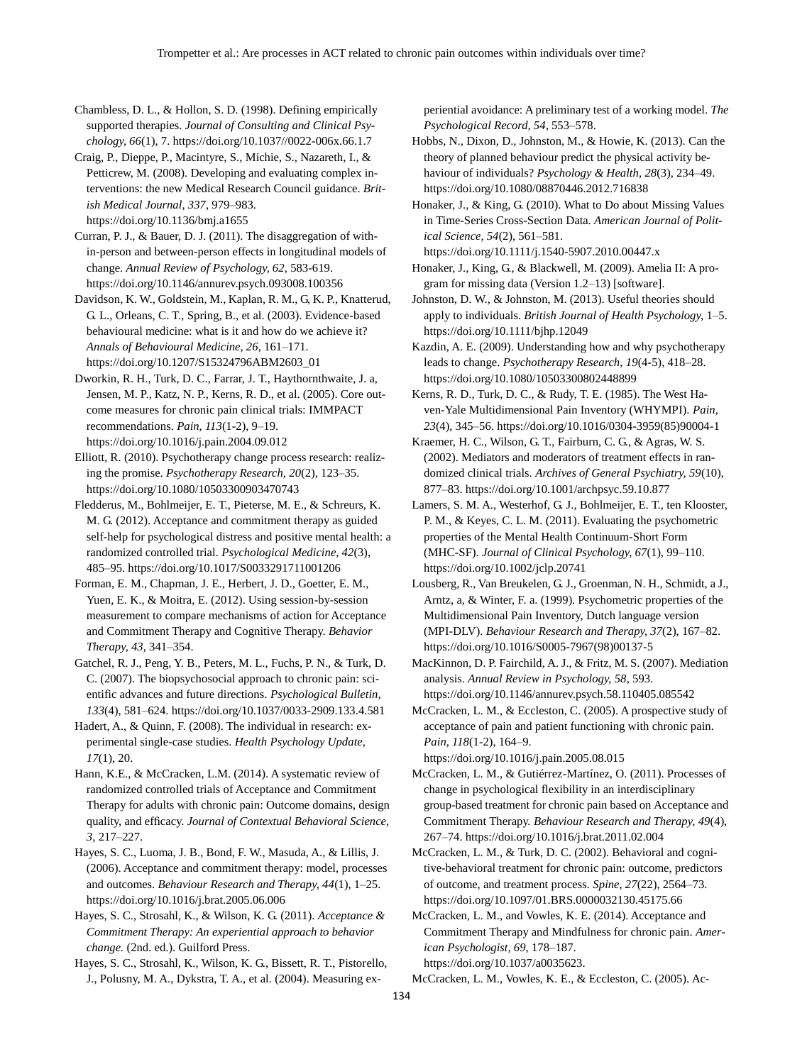Chambless, D. L., & Hollon, S. D. (1998). Defining empirically supported therapies. *Journal of Consulting and Clinical Psychology, 66*(1), 7. https://doi.org/10.1037//0022-006x.66.1.7

Craig, P., Dieppe, P., Macintyre, S., Michie, S., Nazareth, I., & Petticrew, M. (2008). Developing and evaluating complex interventions: the new Medical Research Council guidance. *British Medical Journal, 337*, 979–983. https://doi.org/10.1136/bmj.a1655

Curran, P. J., & Bauer, D. J. (2011). The disaggregation of within-person and between-person effects in longitudinal models of change. *Annual Review of Psychology, 62*, 583-619. https://doi.org/10.1146/annurev.psych.093008.100356

Davidson, K. W., Goldstein, M., Kaplan, R. M., G, K. P., Knatterud, G. L., Orleans, C. T., Spring, B., et al. (2003). Evidence-based behavioural medicine: what is it and how do we achieve it? *Annals of Behavioural Medicine, 26*, 161–171. https://doi.org/10.1207/S15324796ABM2603_01

Dworkin, R. H., Turk, D. C., Farrar, J. T., Haythornthwaite, J. a, Jensen, M. P., Katz, N. P., Kerns, R. D., et al. (2005). Core outcome measures for chronic pain clinical trials: IMMPACT recommendations. *Pain, 113*(1-2), 9–19. https://doi.org/10.1016/j.pain.2004.09.012

Elliott, R. (2010). Psychotherapy change process research: realizing the promise. *Psychotherapy Research, 20*(2), 123–35. https://doi.org/10.1080/10503300903470743

Fledderus, M., Bohlmeijer, E. T., Pieterse, M. E., & Schreurs, K. M. G. (2012). Acceptance and commitment therapy as guided self-help for psychological distress and positive mental health: a randomized controlled trial. *Psychological Medicine, 42*(3), 485–95. https://doi.org/10.1017/S0033291711001206

Forman, E. M., Chapman, J. E., Herbert, J. D., Goetter, E. M., Yuen, E. K., & Moitra, E. (2012). Using session-by-session measurement to compare mechanisms of action for Acceptance and Commitment Therapy and Cognitive Therapy. *Behavior Therapy, 43*, 341–354.

Gatchel, R. J., Peng, Y. B., Peters, M. L., Fuchs, P. N., & Turk, D. C. (2007). The biopsychosocial approach to chronic pain: scientific advances and future directions. *Psychological Bulletin, 133*(4), 581–624. https://doi.org/10.1037/0033-2909.133.4.581

Hadert, A., & Quinn, F. (2008). The individual in research: experimental single-case studies. *Health Psychology Update, 17*(1), 20.

Hann, K.E., & McCracken, L.M. (2014). A systematic review of randomized controlled trials of Acceptance and Commitment Therapy for adults with chronic pain: Outcome domains, design quality, and efficacy. *Journal of Contextual Behavioral Science, 3*, 217–227.

Hayes, S. C., Luoma, J. B., Bond, F. W., Masuda, A., & Lillis, J. (2006). Acceptance and commitment therapy: model, processes and outcomes. *Behaviour Research and Therapy, 44*(1), 1–25. https://doi.org/10.1016/j.brat.2005.06.006

Hayes, S. C., Strosahl, K., & Wilson, K. G. (2011). *Acceptance & Commitment Therapy: An experiential approach to behavior change.* (2nd. ed.). Guilford Press.

Hayes, S. C., Strosahl, K., Wilson, K. G., Bissett, R. T., Pistorello, J., Polusny, M. A., Dykstra, T. A., et al. (2004). Measuring experiential avoidance: A preliminary test of a working model. *The Psychological Record, 54*, 553–578.

Hobbs, N., Dixon, D., Johnston, M., & Howie, K. (2013). Can the theory of planned behaviour predict the physical activity behaviour of individuals? *Psychology & Health, 28*(3), 234–49. https://doi.org/10.1080/08870446.2012.716838

Honaker, J., & King, G. (2010). What to Do about Missing Values in Time-Series Cross-Section Data. *American Journal of Political Science, 54*(2), 561–581. https://doi.org/10.1111/j.1540-5907.2010.00447.x

Honaker, J., King, G., & Blackwell, M. (2009). Amelia II: A program for missing data (Version 1.2–13) [software].

Johnston, D. W., & Johnston, M. (2013). Useful theories should apply to individuals. *British Journal of Health Psychology*, 1–5. https://doi.org/10.1111/bjhp.12049

Kazdin, A. E. (2009). Understanding how and why psychotherapy leads to change. *Psychotherapy Research, 19*(4-5), 418–28. https://doi.org/10.1080/10503300802448899

Kerns, R. D., Turk, D. C., & Rudy, T. E. (1985). The West Haven-Yale Multidimensional Pain Inventory (WHYMPI). *Pain, 23*(4), 345–56. https://doi.org/10.1016/0304-3959(85)90004-1

Kraemer, H. C., Wilson, G. T., Fairburn, C. G., & Agras, W. S. (2002). Mediators and moderators of treatment effects in randomized clinical trials. *Archives of General Psychiatry, 59*(10), 877–83. https://doi.org/10.1001/archpsyc.59.10.877

Lamers, S. M. A., Westerhof, G. J., Bohlmeijer, E. T., ten Klooster, P. M., & Keyes, C. L. M. (2011). Evaluating the psychometric properties of the Mental Health Continuum-Short Form (MHC-SF). *Journal of Clinical Psychology, 67*(1), 99–110. https://doi.org/10.1002/jclp.20741

Lousberg, R., Van Breukelen, G. J., Groenman, N. H., Schmidt, a J., Arntz, a, & Winter, F. a. (1999). Psychometric properties of the Multidimensional Pain Inventory, Dutch language version (MPI-DLV). *Behaviour Research and Therapy, 37*(2), 167–82. https://doi.org/10.1016/S0005-7967(98)00137-5

MacKinnon, D. P. Fairchild, A. J., & Fritz, M. S. (2007). Mediation analysis. *Annual Review in Psychology, 58*, 593. https://doi.org/10.1146/annurev.psych.58.110405.085542

McCracken, L. M., & Eccleston, C. (2005). A prospective study of acceptance of pain and patient functioning with chronic pain. *Pain, 118*(1-2), 164–9. https://doi.org/10.1016/j.pain.2005.08.015

McCracken, L. M., & Gutiérrez-Martínez, O. (2011). Processes of change in psychological flexibility in an interdisciplinary group-based treatment for chronic pain based on Acceptance and Commitment Therapy. *Behaviour Research and Therapy, 49*(4), 267–74. https://doi.org/10.1016/j.brat.2011.02.004

McCracken, L. M., & Turk, D. C. (2002). Behavioral and cognitive-behavioral treatment for chronic pain: outcome, predictors of outcome, and treatment process. *Spine, 27*(22), 2564–73. https://doi.org/10.1097/01.BRS.0000032130.45175.66

McCracken, L. M., and Vowles, K. E. (2014). Acceptance and Commitment Therapy and Mindfulness for chronic pain. *American Psychologist, 69*, 178–187. https://doi.org/10.1037/a0035623.

McCracken, L. M., Vowles, K. E., & Eccleston, C. (2005). Ac-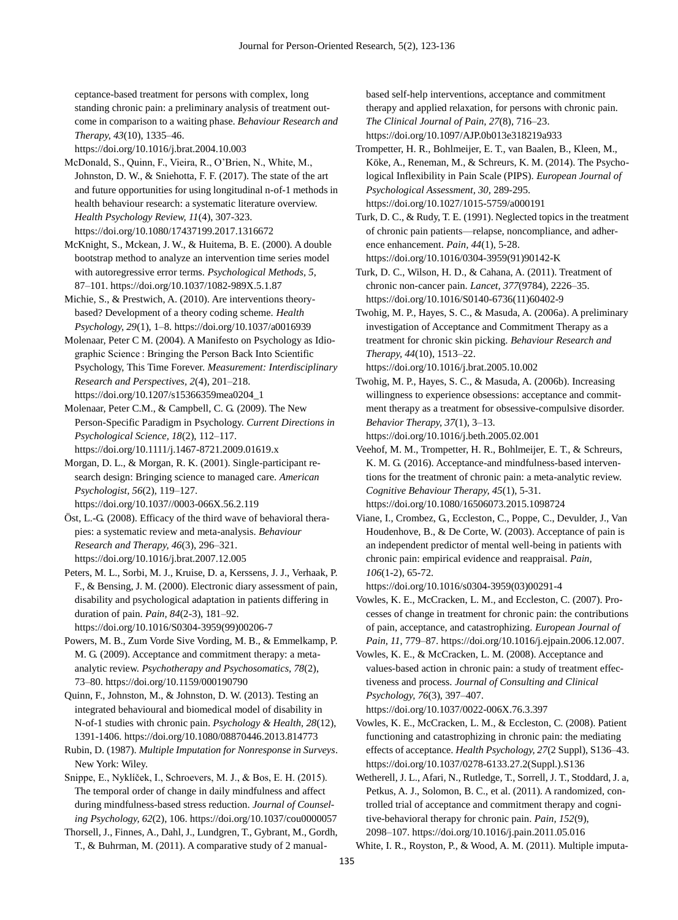ceptance-based treatment for persons with complex, long standing chronic pain: a preliminary analysis of treatment outcome in comparison to a waiting phase. *Behaviour Research and Therapy, 43*(10), 1335–46. https://doi.org/10.1016/j.brat.2004.10.003

McDonald, S., Quinn, F., Vieira, R., O'Brien, N., White, M., Johnston, D. W., & Sniehotta, F. F. (2017). The state of the art and future opportunities for using longitudinal n-of-1 methods in health behaviour research: a systematic literature overview. *Health Psychology Review, 11*(4), 307-323. https://doi.org/10.1080/17437199.2017.1316672

McKnight, S., Mckean, J. W., & Huitema, B. E. (2000). A double bootstrap method to analyze an intervention time series model with autoregressive error terms. *Psychological Methods, 5*, 87–101. https://doi.org/10.1037/1082-989X.5.1.87

Michie, S., & Prestwich, A. (2010). Are interventions theory-based? Development of a theory coding scheme. *Health Psychology, 29*(1), 1–8. https://doi.org/10.1037/a0016939

Molenaar, Peter C M. (2004). A Manifesto on Psychology as Idiographic Science : Bringing the Person Back Into Scientific Psychology, This Time Forever. *Measurement: Interdisciplinary Research and Perspectives, 2*(4), 201–218. https://doi.org/10.1207/s15366359mea0204_1

Molenaar, Peter C.M., & Campbell, C. G. (2009). The New Person-Specific Paradigm in Psychology. *Current Directions in Psychological Science, 18*(2), 112–117. https://doi.org/10.1111/j.1467-8721.2009.01619.x

Morgan, D. L., & Morgan, R. K. (2001). Single-participant research design: Bringing science to managed care. *American Psychologist, 56*(2), 119–127. https://doi.org/10.1037//0003-066X.56.2.119

Öst, L.-G. (2008). Efficacy of the third wave of behavioral therapies: a systematic review and meta-analysis. *Behaviour Research and Therapy, 46*(3), 296–321. https://doi.org/10.1016/j.brat.2007.12.005

Peters, M. L., Sorbi, M. J., Kruise, D. a, Kerssens, J. J., Verhaak, P. F., & Bensing, J. M. (2000). Electronic diary assessment of pain, disability and psychological adaptation in patients differing in duration of pain. *Pain, 84*(2-3), 181–92. https://doi.org/10.1016/S0304-3959(99)00206-7

Powers, M. B., Zum Vorde Sive Vording, M. B., & Emmelkamp, P. M. G. (2009). Acceptance and commitment therapy: a meta-analytic review. *Psychotherapy and Psychosomatics, 78*(2), 73–80. https://doi.org/10.1159/000190790

Quinn, F., Johnston, M., & Johnston, D. W. (2013). Testing an integrated behavioural and biomedical model of disability in N-of-1 studies with chronic pain. *Psychology & Health, 28*(12), 1391-1406. https://doi.org/10.1080/08870446.2013.814773

Rubin, D. (1987). *Multiple Imputation for Nonresponse in Surveys*. New York: Wiley.

Snippe, E., Nyklíček, I., Schroevers, M. J., & Bos, E. H. (2015). The temporal order of change in daily mindfulness and affect during mindfulness-based stress reduction. *Journal of Counseling Psychology, 62*(2), 106. https://doi.org/10.1037/cou0000057

Thorsell, J., Finnes, A., Dahl, J., Lundgren, T., Gybrant, M., Gordh, T., & Buhrman, M. (2011). A comparative study of 2 manual-based self-help interventions, acceptance and commitment therapy and applied relaxation, for persons with chronic pain. *The Clinical Journal of Pain, 27*(8), 716–23. https://doi.org/10.1097/AJP.0b013e318219a933

Trompetter, H. R., Bohlmeijer, E. T., van Baalen, B., Kleen, M., Köke, A., Reneman, M., & Schreurs, K. M. (2014). The Psychological Inflexibility in Pain Scale (PIPS). *European Journal of Psychological Assessment, 30*, 289-295. https://doi.org/10.1027/1015-5759/a000191

Turk, D. C., & Rudy, T. E. (1991). Neglected topics in the treatment of chronic pain patients—relapse, noncompliance, and adherence enhancement. *Pain, 44*(1), 5-28. https://doi.org/10.1016/0304-3959(91)90142-K

Turk, D. C., Wilson, H. D., & Cahana, A. (2011). Treatment of chronic non-cancer pain. *Lancet, 377*(9784), 2226–35. https://doi.org/10.1016/S0140-6736(11)60402-9

Twohig, M. P., Hayes, S. C., & Masuda, A. (2006a). A preliminary investigation of Acceptance and Commitment Therapy as a treatment for chronic skin picking. *Behaviour Research and Therapy, 44*(10), 1513–22. https://doi.org/10.1016/j.brat.2005.10.002

Twohig, M. P., Hayes, S. C., & Masuda, A. (2006b). Increasing willingness to experience obsessions: acceptance and commitment therapy as a treatment for obsessive-compulsive disorder. *Behavior Therapy, 37*(1), 3–13. https://doi.org/10.1016/j.beth.2005.02.001

Veehof, M. M., Trompetter, H. R., Bohlmeijer, E. T., & Schreurs, K. M. G. (2016). Acceptance-and mindfulness-based interventions for the treatment of chronic pain: a meta-analytic review. *Cognitive Behaviour Therapy, 45*(1), 5-31. https://doi.org/10.1080/16506073.2015.1098724

Viane, I., Crombez, G., Eccleston, C., Poppe, C., Devulder, J., Van Houdenhove, B., & De Corte, W. (2003). Acceptance of pain is an independent predictor of mental well-being in patients with chronic pain: empirical evidence and reappraisal. *Pain, 106*(1-2), 65-72. https://doi.org/10.1016/s0304-3959(03)00291-4

Vowles, K. E., McCracken, L. M., and Eccleston, C. (2007). Processes of change in treatment for chronic pain: the contributions of pain, acceptance, and catastrophizing. *European Journal of Pain, 11*, 779–87. https://doi.org/10.1016/j.ejpain.2006.12.007.

Vowles, K. E., & McCracken, L. M. (2008). Acceptance and values-based action in chronic pain: a study of treatment effectiveness and process. *Journal of Consulting and Clinical Psychology, 76*(3), 397–407. https://doi.org/10.1037/0022-006X.76.3.397

Vowles, K. E., McCracken, L. M., & Eccleston, C. (2008). Patient functioning and catastrophizing in chronic pain: the mediating effects of acceptance. *Health Psychology, 27*(2 Suppl), S136–43. https://doi.org/10.1037/0278-6133.27.2(Suppl.).S136

Wetherell, J. L., Afari, N., Rutledge, T., Sorrell, J. T., Stoddard, J. a, Petkus, A. J., Solomon, B. C., et al. (2011). A randomized, controlled trial of acceptance and commitment therapy and cognitive-behavioral therapy for chronic pain. *Pain, 152*(9), 2098–107. https://doi.org/10.1016/j.pain.2011.05.016

White, I. R., Royston, P., & Wood, A. M. (2011). Multiple imputa-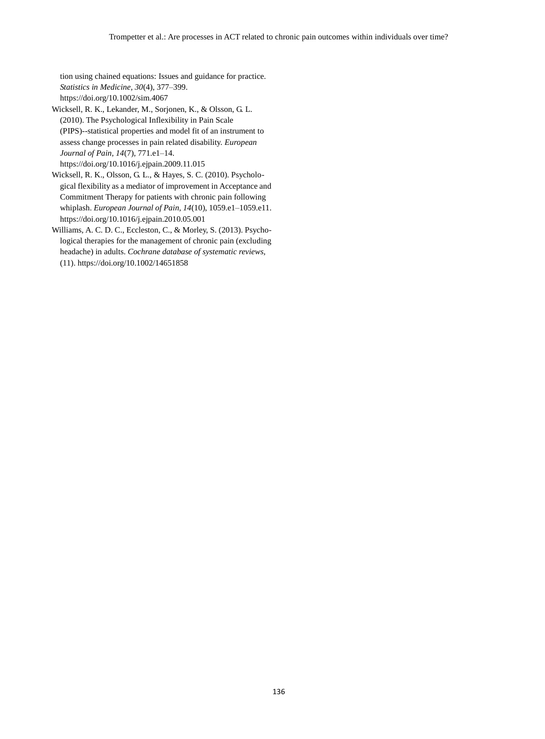tion using chained equations: Issues and guidance for practice. *Statistics in Medicine, 30*(4), 377–399. https://doi.org/10.1002/sim.4067

Wicksell, R. K., Lekander, M., Sorjonen, K., & Olsson, G. L. (2010). The Psychological Inflexibility in Pain Scale (PIPS)--statistical properties and model fit of an instrument to assess change processes in pain related disability. *European Journal of Pain, 14*(7), 771.e1–14. https://doi.org/10.1016/j.ejpain.2009.11.015

Wicksell, R. K., Olsson, G. L., & Hayes, S. C. (2010). Psychological flexibility as a mediator of improvement in Acceptance and Commitment Therapy for patients with chronic pain following whiplash. *European Journal of Pain, 14*(10), 1059.e1–1059.e11. https://doi.org/10.1016/j.ejpain.2010.05.001

Williams, A. C. D. C., Eccleston, C., & Morley, S. (2013). Psychological therapies for the management of chronic pain (excluding headache) in adults. *Cochrane database of systematic reviews,* (11). https://doi.org/10.1002/14651858